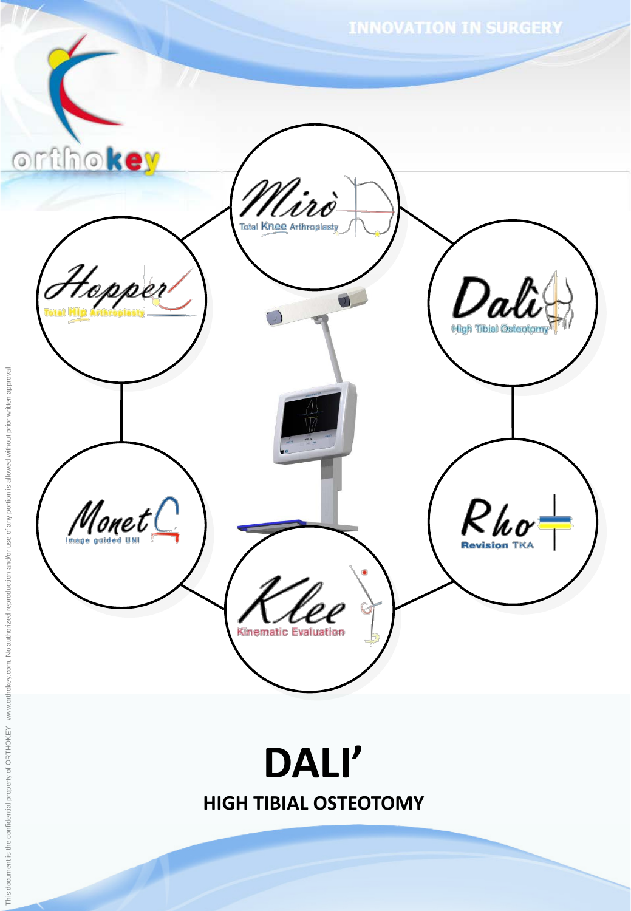INNOVATION IN SURGERY

orthokey

Mirò
Total Knee Arthroplasty

Hopper
Total Hip Arthroplasty

Dalì
High Tibial Osteotomy

Monet
Image guided UNI

Rho
Revision TKA

Klee
Kinematic Evaluation

# DALI'

## HIGH TIBIAL OSTEOTOMY

This document is the confidential property of ORTHOKEY - www.orthokey.com. No authorized reproduction and/or use of any portion is allowed without prior written approval.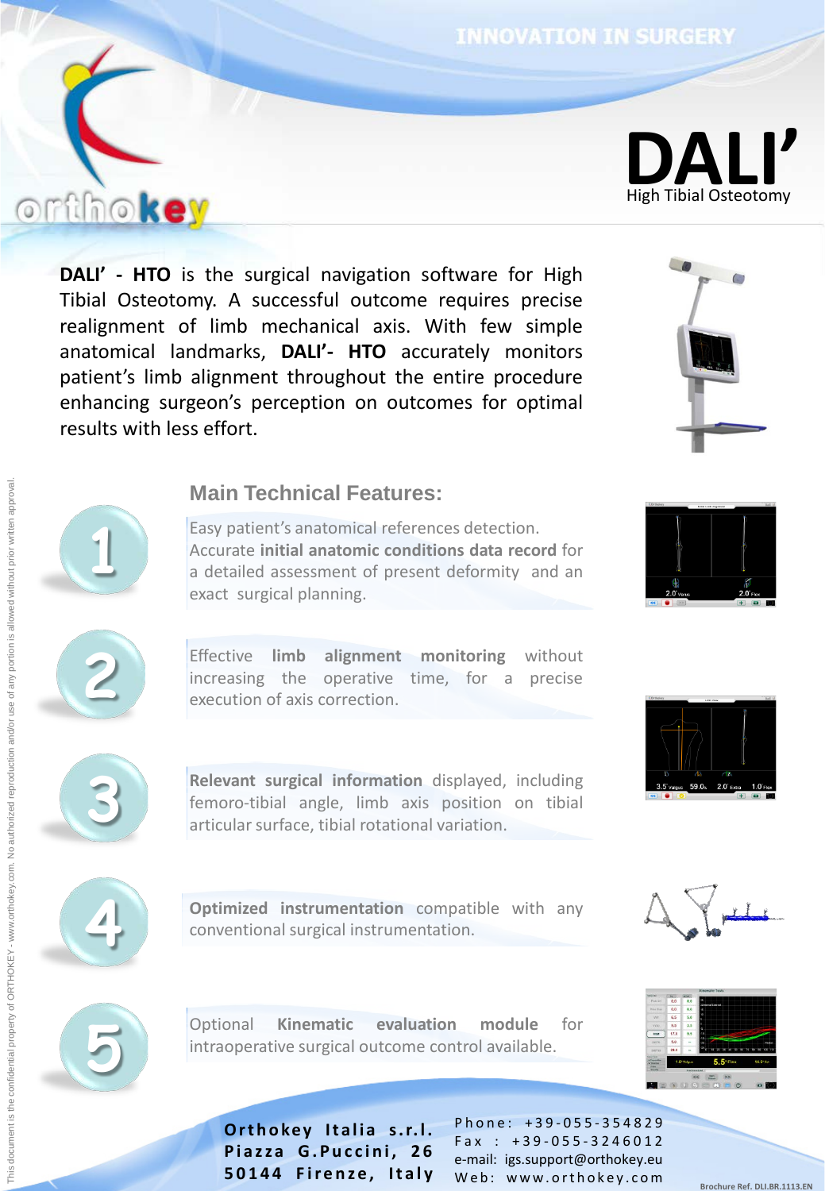INNOVATION IN SURGERY

orthokey

# DALI'

High Tibial Osteotomy

**DALI' - HTO** is the surgical navigation software for High Tibial Osteotomy. A successful outcome requires precise realignment of limb mechanical axis. With few simple anatomical landmarks, **DALI'- HTO** accurately monitors patient's limb alignment throughout the entire procedure enhancing surgeon's perception on outcomes for optimal results with less effort.

## Main Technical Features:

1. Easy patient's anatomical references detection. Accurate **initial anatomic conditions data record** for a detailed assessment of present deformity and an exact surgical planning.

2. Effective **limb alignment monitoring** without increasing the operative time, for a precise execution of axis correction.

3. **Relevant surgical information** displayed, including femoro-tibial angle, limb axis position on tibial articular surface, tibial rotational variation.

4. **Optimized instrumentation** compatible with any conventional surgical instrumentation.

5. Optional **Kinematic evaluation module** for intraoperative surgical outcome control available.

**Orthokey Italia s.r.l.**
**Piazza G.Puccini, 26**
**50144 Firenze, Italy**

Phone: +39-055-354829
Fax : +39-055-3246012
e-mail: igs.support@orthokey.eu
Web: www.orthokey.com

This document is the confidential property of ORTHOKEY - www.orthokey.com. No authorized reproduction and/or use of any portion is allowed without prior written approval.

Brochure Ref. DLI.BR.1113.EN